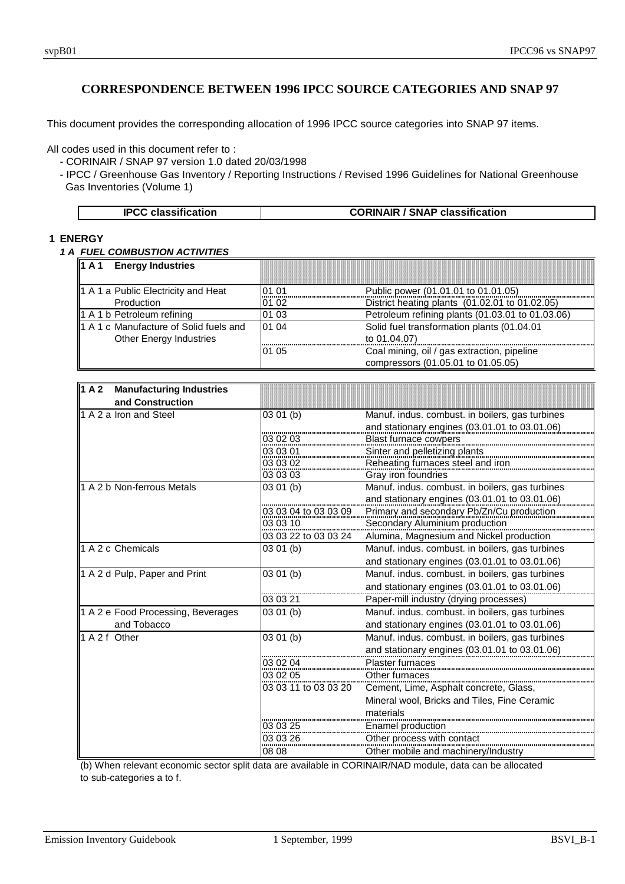# CORRESPONDENCE BETWEEN 1996 IPCC SOURCE CATEGORIES AND SNAP 97

This document provides the corresponding allocation of 1996 IPCC source categories into SNAP 97 items.

All codes used in this document refer to :

- CORINAIR / SNAP 97 version 1.0 dated 20/03/1998
- IPCC / Greenhouse Gas Inventory / Reporting Instructions / Revised 1996 Guidelines for National Greenhouse Gas Inventories (Volume 1)

| IPCC classification | CORINAIR / SNAP classification |
|---|---|

## 1 ENERGY

### *1 A FUEL COMBUSTION ACTIVITIES*

| IPCC classification | SNAP code | SNAP description |
|---|---|---|
| **1 A 1 Energy Industries** | | |
| 1 A 1 a Public Electricity and Heat Production | 01 01 | Public power (01.01.01 to 01.01.05) |
| | 01 02 | District heating plants (01.02.01 to 01.02.05) |
| 1 A 1 b Petroleum refining | 01 03 | Petroleum refining plants (01.03.01 to 01.03.06) |
| 1 A 1 c Manufacture of Solid fuels and Other Energy Industries | 01 04 | Solid fuel transformation plants (01.04.01 to 01.04.07) |
| | 01 05 | Coal mining, oil / gas extraction, pipeline compressors (01.05.01 to 01.05.05) |

| IPCC classification | SNAP code | SNAP description |
|---|---|---|
| **1 A 2 Manufacturing Industries and Construction** | | |
| 1 A 2 a Iron and Steel | 03 01 (b) | Manuf. indus. combust. in boilers, gas turbines and stationary engines (03.01.01 to 03.01.06) |
| | 03 02 03 | Blast furnace cowpers |
| | 03 03 01 | Sinter and pelletizing plants |
| | 03 03 02 | Reheating furnaces steel and iron |
| | 03 03 03 | Gray iron foundries |
| 1 A 2 b Non-ferrous Metals | 03 01 (b) | Manuf. indus. combust. in boilers, gas turbines and stationary engines (03.01.01 to 03.01.06) |
| | 03 03 04 to 03 03 09 | Primary and secondary Pb/Zn/Cu production |
| | 03 03 10 | Secondary Aluminium production |
| | 03 03 22 to 03 03 24 | Alumina, Magnesium and Nickel production |
| 1 A 2 c Chemicals | 03 01 (b) | Manuf. indus. combust. in boilers, gas turbines and stationary engines (03.01.01 to 03.01.06) |
| 1 A 2 d Pulp, Paper and Print | 03 01 (b) | Manuf. indus. combust. in boilers, gas turbines and stationary engines (03.01.01 to 03.01.06) |
| | 03 03 21 | Paper-mill industry (drying processes) |
| 1 A 2 e Food Processing, Beverages and Tobacco | 03 01 (b) | Manuf. indus. combust. in boilers, gas turbines and stationary engines (03.01.01 to 03.01.06) |
| 1 A 2 f Other | 03 01 (b) | Manuf. indus. combust. in boilers, gas turbines and stationary engines (03.01.01 to 03.01.06) |
| | 03 02 04 | Plaster furnaces |
| | 03 02 05 | Other furnaces |
| | 03 03 11 to 03 03 20 | Cement, Lime, Asphalt concrete, Glass, Mineral wool, Bricks and Tiles, Fine Ceramic materials |
| | 03 03 25 | Enamel production |
| | 03 03 26 | Other process with contact |
| | 08 08 | Other mobile and machinery/Industry |

(b) When relevant economic sector split data are available in CORINAIR/NAD module, data can be allocated to sub-categories a to f.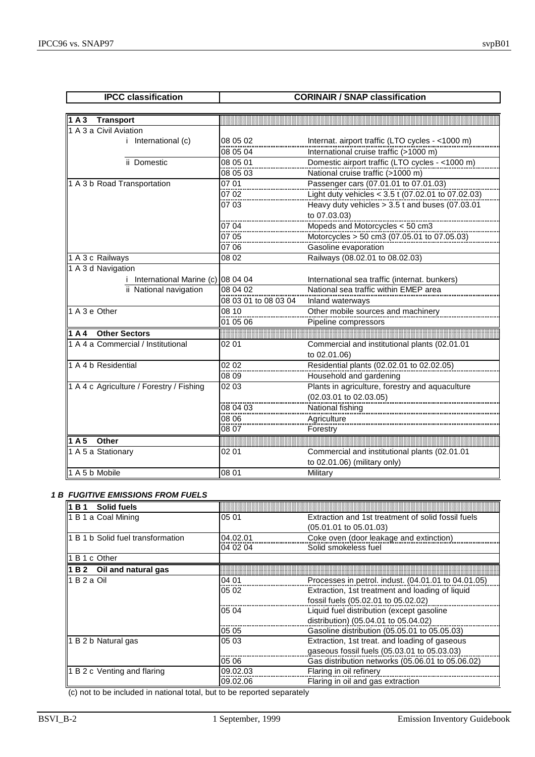| IPCC classification | CORINAIR / SNAP classification | |
|---|---|---|
| **1 A 3 Transport** | | |
| 1 A 3 a Civil Aviation | | |
| i International (c) | 08 05 02 | Internat. airport traffic (LTO cycles - <1000 m) |
| | 08 05 04 | International cruise traffic (>1000 m) |
| ii Domestic | 08 05 01 | Domestic airport traffic (LTO cycles - <1000 m) |
| | 08 05 03 | National cruise traffic (>1000 m) |
| 1 A 3 b Road Transportation | 07 01 | Passenger cars (07.01.01 to 07.01.03) |
| | 07 02 | Light duty vehicles < 3.5 t (07.02.01 to 07.02.03) |
| | 07 03 | Heavy duty vehicles > 3.5 t and buses (07.03.01 to 07.03.03) |
| | 07 04 | Mopeds and Motorcycles < 50 cm3 |
| | 07 05 | Motorcycles > 50 cm3 (07.05.01 to 07.05.03) |
| | 07 06 | Gasoline evaporation |
| 1 A 3 c Railways | 08 02 | Railways (08.02.01 to 08.02.03) |
| 1 A 3 d Navigation | | |
| i International Marine (c) | 08 04 04 | International sea traffic (internat. bunkers) |
| ii National navigation | 08 04 02 | National sea traffic within EMEP area |
| | 08 03 01 to 08 03 04 | Inland waterways |
| 1 A 3 e Other | 08 10 | Other mobile sources and machinery |
| | 01 05 06 | Pipeline compressors |
| **1 A 4 Other Sectors** | | |
| 1 A 4 a Commercial / Institutional | 02 01 | Commercial and institutional plants (02.01.01 to 02.01.06) |
| 1 A 4 b Residential | 02 02 | Residential plants (02.02.01 to 02.02.05) |
| | 08 09 | Household and gardening |
| 1 A 4 c Agriculture / Forestry / Fishing | 02 03 | Plants in agriculture, forestry and aquaculture (02.03.01 to 02.03.05) |
| | 08 04 03 | National fishing |
| | 08 06 | Agriculture |
| | 08 07 | Forestry |
| **1 A 5 Other** | | |
| 1 A 5 a Stationary | 02 01 | Commercial and institutional plants (02.01.01 to 02.01.06) (military only) |
| 1 A 5 b Mobile | 08 01 | Military |

***1 B FUGITIVE EMISSIONS FROM FUELS***

| IPCC classification | CORINAIR / SNAP classification | |
|---|---|---|
| **1 B 1 Solid fuels** | | |
| 1 B 1 a Coal Mining | 05 01 | Extraction and 1st treatment of solid fossil fuels (05.01.01 to 05.01.03) |
| 1 B 1 b Solid fuel transformation | 04.02.01 | Coke oven (door leakage and extinction) |
| | 04 02 04 | Solid smokeless fuel |
| 1 B 1 c Other | | |
| **1 B 2 Oil and natural gas** | | |
| 1 B 2 a Oil | 04 01 | Processes in petrol. indust. (04.01.01 to 04.01.05) |
| | 05 02 | Extraction, 1st treatment and loading of liquid fossil fuels (05.02.01 to 05.02.02) |
| | 05 04 | Liquid fuel distribution (except gasoline distribution) (05.04.01 to 05.04.02) |
| | 05 05 | Gasoline distribution (05.05.01 to 05.05.03) |
| 1 B 2 b Natural gas | 05 03 | Extraction, 1st treat. and loading of gaseous gaseous fossil fuels (05.03.01 to 05.03.03) |
| | 05 06 | Gas distribution networks (05.06.01 to 05.06.02) |
| 1 B 2 c Venting and flaring | 09.02.03 | Flaring in oil refinery |
| | 09.02.06 | Flaring in oil and gas extraction |

(c) not to be included in national total, but to be reported separately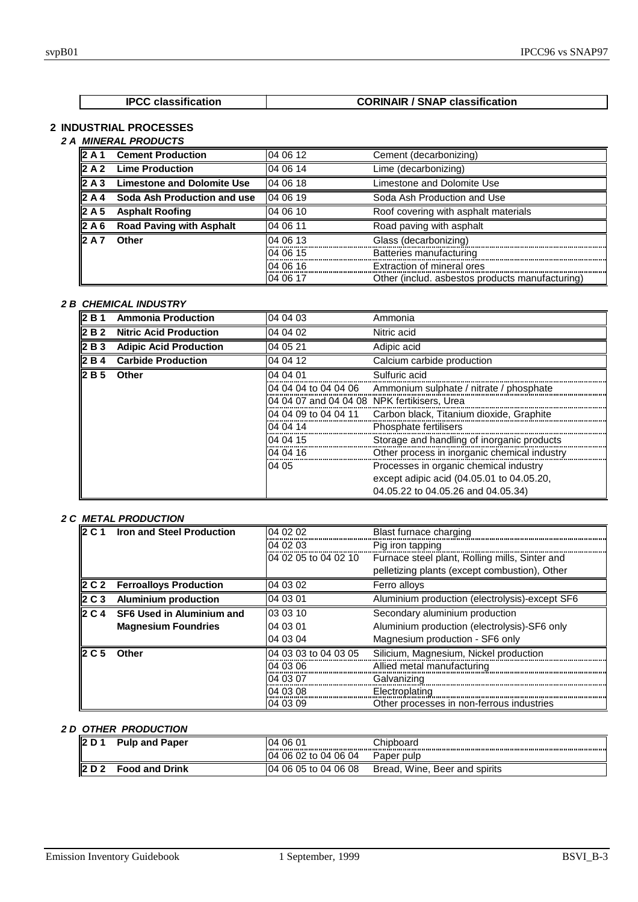| IPCC classification | CORINAIR / SNAP classification |
|---|---|

# 2 INDUSTRIAL PROCESSES

## *2 A MINERAL PRODUCTS*

| | | | |
|---|---|---|---|
| **2 A 1** | **Cement Production** | 04 06 12 | Cement (decarbonizing) |
| **2 A 2** | **Lime Production** | 04 06 14 | Lime (decarbonizing) |
| **2 A 3** | **Limestone and Dolomite Use** | 04 06 18 | Limestone and Dolomite Use |
| **2 A 4** | **Soda Ash Production and use** | 04 06 19 | Soda Ash Production and Use |
| **2 A 5** | **Asphalt Roofing** | 04 06 10 | Roof covering with asphalt materials |
| **2 A 6** | **Road Paving with Asphalt** | 04 06 11 | Road paving with asphalt |
| **2 A 7** | **Other** | 04 06 13 | Glass (decarbonizing) |
| | | 04 06 15 | Batteries manufacturing |
| | | 04 06 16 | Extraction of mineral ores |
| | | 04 06 17 | Other (includ. asbestos products manufacturing) |

## *2 B CHEMICAL INDUSTRY*

| | | | |
|---|---|---|---|
| **2 B 1** | **Ammonia Production** | 04 04 03 | Ammonia |
| **2 B 2** | **Nitric Acid Production** | 04 04 02 | Nitric acid |
| **2 B 3** | **Adipic Acid Production** | 04 05 21 | Adipic acid |
| **2 B 4** | **Carbide Production** | 04 04 12 | Calcium carbide production |
| **2 B 5** | **Other** | 04 04 01 | Sulfuric acid |
| | | 04 04 04 to 04 04 06 | Ammonium sulphate / nitrate / phosphate |
| | | 04 04 07 and 04 04 08 | NPK fertikisers, Urea |
| | | 04 04 09 to 04 04 11 | Carbon black, Titanium dioxide, Graphite |
| | | 04 04 14 | Phosphate fertilisers |
| | | 04 04 15 | Storage and handling of inorganic products |
| | | 04 04 16 | Other process in inorganic chemical industry |
| | | 04 05 | Processes in organic chemical industry except adipic acid (04.05.01 to 04.05.20, 04.05.22 to 04.05.26 and 04.05.34) |

## *2 C METAL PRODUCTION*

| | | | |
|---|---|---|---|
| **2 C 1** | **Iron and Steel Production** | 04 02 02 | Blast furnace charging |
| | | 04 02 03 | Pig iron tapping |
| | | 04 02 05 to 04 02 10 | Furnace steel plant, Rolling mills, Sinter and pelletizing plants (except combustion), Other |
| **2 C 2** | **Ferroalloys Production** | 04 03 02 | Ferro alloys |
| **2 C 3** | **Aluminium production** | 04 03 01 | Aluminium production (electrolysis)-except SF6 |
| **2 C 4** | **SF6 Used in Aluminium and Magnesium Foundries** | 03 03 10 | Secondary aluminium production |
| | | 04 03 01 | Aluminium production (electrolysis)-SF6 only |
| | | 04 03 04 | Magnesium production - SF6 only |
| **2 C 5** | **Other** | 04 03 03 to 04 03 05 | Silicium, Magnesium, Nickel production |
| | | 04 03 06 | Allied metal manufacturing |
| | | 04 03 07 | Galvanizing |
| | | 04 03 08 | Electroplating |
| | | 04 03 09 | Other processes in non-ferrous industries |

## *2 D OTHER PRODUCTION*

| | | | |
|---|---|---|---|
| **2 D 1** | **Pulp and Paper** | 04 06 01 | Chipboard |
| | | 04 06 02 to 04 06 04 | Paper pulp |
| **2 D 2** | **Food and Drink** | 04 06 05 to 04 06 08 | Bread, Wine, Beer and spirits |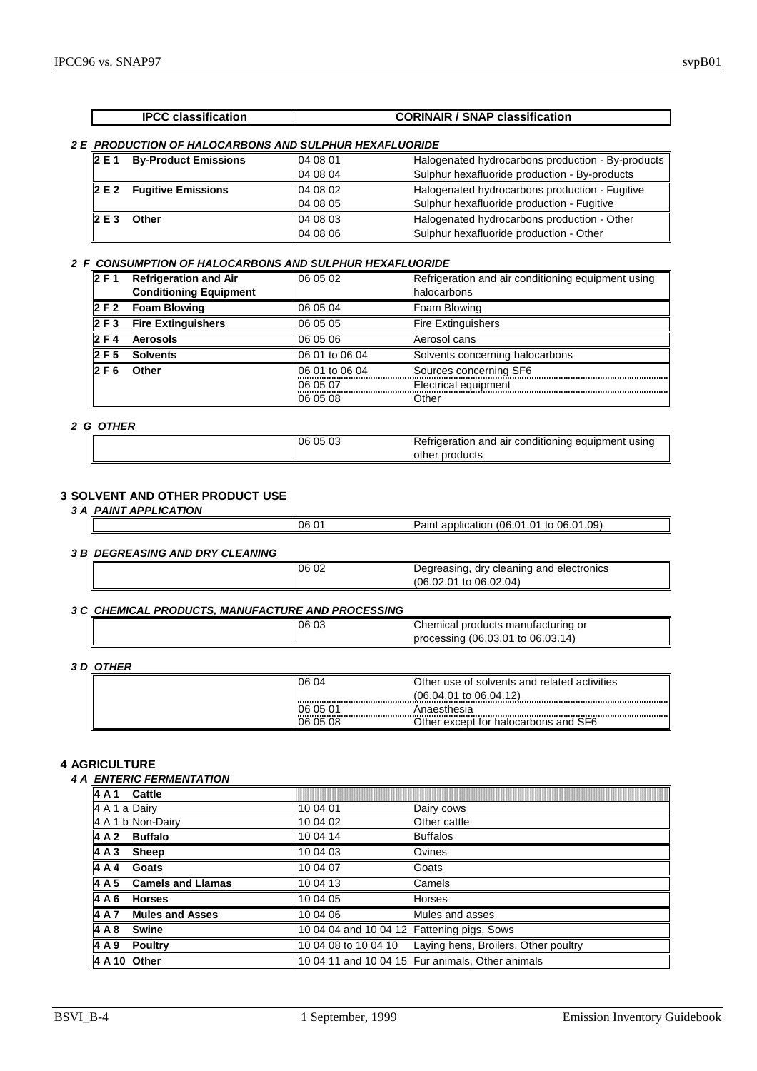| IPCC classification | CORINAIR / SNAP classification | |
|---|---|---|

### *2 E PRODUCTION OF HALOCARBONS AND SULPHUR HEXAFLUORIDE*

| IPCC | SNAP code | Description |
|---|---|---|
| **2 E 1 By-Product Emissions** | 04 08 01 | Halogenated hydrocarbons production - By-products |
| | 04 08 04 | Sulphur hexafluoride production - By-products |
| **2 E 2 Fugitive Emissions** | 04 08 02 | Halogenated hydrocarbons production - Fugitive |
| | 04 08 05 | Sulphur hexafluoride production - Fugitive |
| **2 E 3 Other** | 04 08 03 | Halogenated hydrocarbons production - Other |
| | 04 08 06 | Sulphur hexafluoride production - Other |

### *2 F CONSUMPTION OF HALOCARBONS AND SULPHUR HEXAFLUORIDE*

| IPCC | SNAP code | Description |
|---|---|---|
| **2 F 1 Refrigeration and Air Conditioning Equipment** | 06 05 02 | Refrigeration and air conditioning equipment using halocarbons |
| **2 F 2 Foam Blowing** | 06 05 04 | Foam Blowing |
| **2 F 3 Fire Extinguishers** | 06 05 05 | Fire Extinguishers |
| **2 F 4 Aerosols** | 06 05 06 | Aerosol cans |
| **2 F 5 Solvents** | 06 01 to 06 04 | Solvents concerning halocarbons |
| **2 F 6 Other** | 06 01 to 06 04 | Sources concerning SF6 |
| | 06 05 07 | Electrical equipment |
| | 06 05 08 | Other |

### *2 G OTHER*

| IPCC | SNAP code | Description |
|---|---|---|
| | 06 05 03 | Refrigeration and air conditioning equipment using other products |

## 3 SOLVENT AND OTHER PRODUCT USE

### *3 A PAINT APPLICATION*

| IPCC | SNAP code | Description |
|---|---|---|
| | 06 01 | Paint application (06.01.01 to 06.01.09) |

### *3 B DEGREASING AND DRY CLEANING*

| IPCC | SNAP code | Description |
|---|---|---|
| | 06 02 | Degreasing, dry cleaning and electronics (06.02.01 to 06.02.04) |

### *3 C CHEMICAL PRODUCTS, MANUFACTURE AND PROCESSING*

| IPCC | SNAP code | Description |
|---|---|---|
| | 06 03 | Chemical products manufacturing or processing (06.03.01 to 06.03.14) |

### *3 D OTHER*

| IPCC | SNAP code | Description |
|---|---|---|
| | 06 04 | Other use of solvents and related activities (06.04.01 to 06.04.12) |
| | 06 05 01 | Anaesthesia |
| | 06 05 08 | Other except for halocarbons and SF6 |

## 4 AGRICULTURE

### *4 A ENTERIC FERMENTATION*

| IPCC | SNAP code | Description |
|---|---|---|
| **4 A 1 Cattle** | | |
| 4 A 1 a Dairy | 10 04 01 | Dairy cows |
| 4 A 1 b Non-Dairy | 10 04 02 | Other cattle |
| **4 A 2 Buffalo** | 10 04 14 | Buffalos |
| **4 A 3 Sheep** | 10 04 03 | Ovines |
| **4 A 4 Goats** | 10 04 07 | Goats |
| **4 A 5 Camels and Llamas** | 10 04 13 | Camels |
| **4 A 6 Horses** | 10 04 05 | Horses |
| **4 A 7 Mules and Asses** | 10 04 06 | Mules and asses |
| **4 A 8 Swine** | 10 04 04 and 10 04 12 | Fattening pigs, Sows |
| **4 A 9 Poultry** | 10 04 08 to 10 04 10 | Laying hens, Broilers, Other poultry |
| **4 A 10 Other** | 10 04 11 and 10 04 15 | Fur animals, Other animals |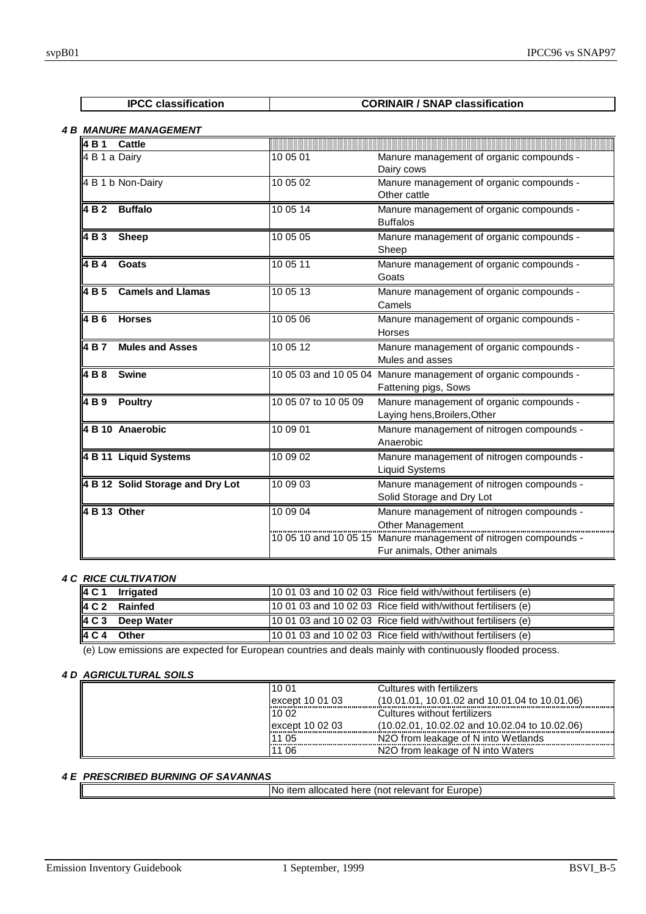| IPCC classification | CORINAIR / SNAP classification | |
|---|---|---|

#### *4 B MANURE MANAGEMENT*

| IPCC classification | SNAP code | Description |
|---|---|---|
| **4 B 1 Cattle** | | |
| 4 B 1 a Dairy | 10 05 01 | Manure management of organic compounds - Dairy cows |
| 4 B 1 b Non-Dairy | 10 05 02 | Manure management of organic compounds - Other cattle |
| **4 B 2 Buffalo** | 10 05 14 | Manure management of organic compounds - Buffalos |
| **4 B 3 Sheep** | 10 05 05 | Manure management of organic compounds - Sheep |
| **4 B 4 Goats** | 10 05 11 | Manure management of organic compounds - Goats |
| **4 B 5 Camels and Llamas** | 10 05 13 | Manure management of organic compounds - Camels |
| **4 B 6 Horses** | 10 05 06 | Manure management of organic compounds - Horses |
| **4 B 7 Mules and Asses** | 10 05 12 | Manure management of organic compounds - Mules and asses |
| **4 B 8 Swine** | 10 05 03 and 10 05 04 | Manure management of organic compounds - Fattening pigs, Sows |
| **4 B 9 Poultry** | 10 05 07 to 10 05 09 | Manure management of organic compounds - Laying hens,Broilers,Other |
| **4 B 10 Anaerobic** | 10 09 01 | Manure management of nitrogen compounds - Anaerobic |
| **4 B 11 Liquid Systems** | 10 09 02 | Manure management of nitrogen compounds - Liquid Systems |
| **4 B 12 Solid Storage and Dry Lot** | 10 09 03 | Manure management of nitrogen compounds - Solid Storage and Dry Lot |
| **4 B 13 Other** | 10 09 04 | Manure management of nitrogen compounds - Other Management |
| | 10 05 10 and 10 05 15 | Manure management of nitrogen compounds - Fur animals, Other animals |

#### *4 C RICE CULTIVATION*

| IPCC classification | SNAP code | Description |
|---|---|---|
| **4 C 1 Irrigated** | 10 01 03 and 10 02 03 | Rice field with/without fertilisers (e) |
| **4 C 2 Rainfed** | 10 01 03 and 10 02 03 | Rice field with/without fertilisers (e) |
| **4 C 3 Deep Water** | 10 01 03 and 10 02 03 | Rice field with/without fertilisers (e) |
| **4 C 4 Other** | 10 01 03 and 10 02 03 | Rice field with/without fertilisers (e) |

(e) Low emissions are expected for European countries and deals mainly with continuously flooded process.

#### *4 D AGRICULTURAL SOILS*

| IPCC classification | SNAP code | Description |
|---|---|---|
| | 10 01 | Cultures with fertilizers |
| | except 10 01 03 | (10.01.01, 10.01.02 and 10.01.04 to 10.01.06) |
| | 10 02 | Cultures without fertilizers |
| | except 10 02 03 | (10.02.01, 10.02.02 and 10.02.04 to 10.02.06) |
| | 11 05 | $N_2O$ from leakage of N into Wetlands |
| | 11 06 | $N_2O$ from leakage of N into Waters |

#### *4 E PRESCRIBED BURNING OF SAVANNAS*

| IPCC classification | CORINAIR / SNAP classification |
|---|---|
| | No item allocated here (not relevant for Europe) |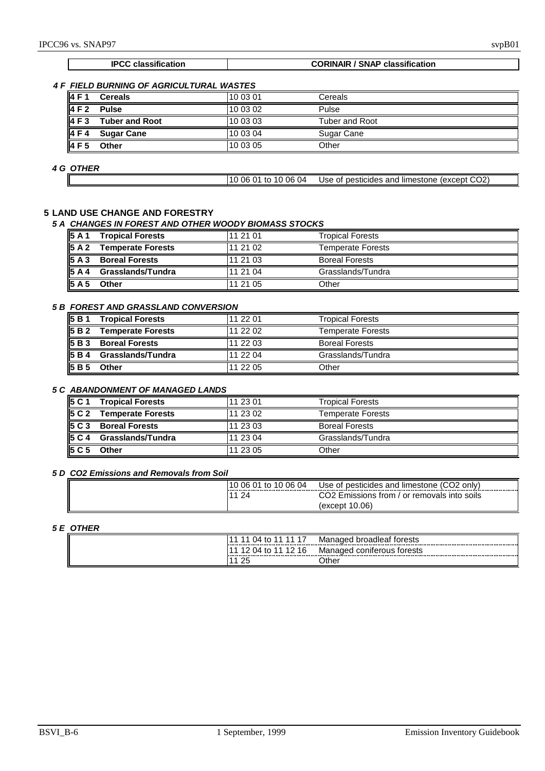| IPCC classification | | CORINAIR / SNAP classification | |
|---|---|---|---|

*4 F FIELD BURNING OF AGRICULTURAL WASTES*

| | | | |
|---|---|---|---|
| **4 F 1** | **Cereals** | 10 03 01 | Cereals |
| **4 F 2** | **Pulse** | 10 03 02 | Pulse |
| **4 F 3** | **Tuber and Root** | 10 03 03 | Tuber and Root |
| **4 F 4** | **Sugar Cane** | 10 03 04 | Sugar Cane |
| **4 F 5** | **Other** | 10 03 05 | Other |

*4 G OTHER*

| | | | |
|---|---|---|---|
| | | 10 06 01 to 10 06 04 | Use of pesticides and limestone (except $CO_2$) |

## 5 LAND USE CHANGE AND FORESTRY

*5 A CHANGES IN FOREST AND OTHER WOODY BIOMASS STOCKS*

| | | | |
|---|---|---|---|
| **5 A 1** | **Tropical Forests** | 11 21 01 | Tropical Forests |
| **5 A 2** | **Temperate Forests** | 11 21 02 | Temperate Forests |
| **5 A 3** | **Boreal Forests** | 11 21 03 | Boreal Forests |
| **5 A 4** | **Grasslands/Tundra** | 11 21 04 | Grasslands/Tundra |
| **5 A 5** | **Other** | 11 21 05 | Other |

*5 B FOREST AND GRASSLAND CONVERSION*

| | | | |
|---|---|---|---|
| **5 B 1** | **Tropical Forests** | 11 22 01 | Tropical Forests |
| **5 B 2** | **Temperate Forests** | 11 22 02 | Temperate Forests |
| **5 B 3** | **Boreal Forests** | 11 22 03 | Boreal Forests |
| **5 B 4** | **Grasslands/Tundra** | 11 22 04 | Grasslands/Tundra |
| **5 B 5** | **Other** | 11 22 05 | Other |

*5 C ABANDONMENT OF MANAGED LANDS*

| | | | |
|---|---|---|---|
| **5 C 1** | **Tropical Forests** | 11 23 01 | Tropical Forests |
| **5 C 2** | **Temperate Forests** | 11 23 02 | Temperate Forests |
| **5 C 3** | **Boreal Forests** | 11 23 03 | Boreal Forests |
| **5 C 4** | **Grasslands/Tundra** | 11 23 04 | Grasslands/Tundra |
| **5 C 5** | **Other** | 11 23 05 | Other |

*5 D $CO_2$ Emissions and Removals from Soil*

| | | | |
|---|---|---|---|
| | | 10 06 01 to 10 06 04 | Use of pesticides and limestone ($CO_2$ only) |
| | | 11 24 | $CO_2$ Emissions from / or removals into soils (except 10.06) |

*5 E OTHER*

| | | | |
|---|---|---|---|
| | | 11 11 04 to 11 11 17 | Managed broadleaf forests |
| | | 11 12 04 to 11 12 16 | Managed coniferous forests |
| | | 11 25 | Other |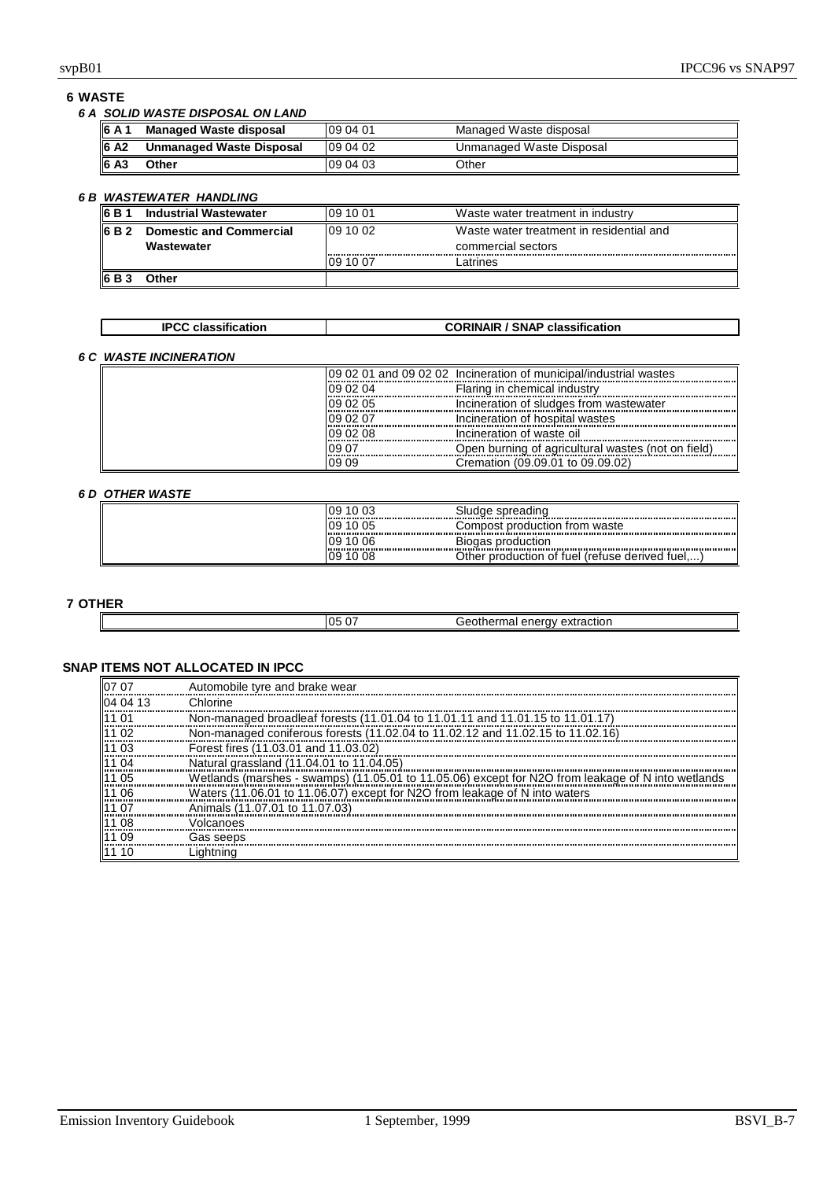## 6 WASTE

### *6 A SOLID WASTE DISPOSAL ON LAND*

| | | | |
|---|---|---|---|
| **6 A 1** | **Managed Waste disposal** | 09 04 01 | Managed Waste disposal |
| **6 A2** | **Unmanaged Waste Disposal** | 09 04 02 | Unmanaged Waste Disposal |
| **6 A3** | **Other** | 09 04 03 | Other |

### *6 B WASTEWATER HANDLING*

| | | | |
|---|---|---|---|
| **6 B 1** | **Industrial Wastewater** | 09 10 01 | Waste water treatment in industry |
| **6 B 2** | **Domestic and Commercial Wastewater** | 09 10 02 | Waste water treatment in residential and commercial sectors |
| | | 09 10 07 | Latrines |
| **6 B 3** | **Other** | | |

| **IPCC classification** | **CORINAIR / SNAP classification** |
|---|---|

### *6 C WASTE INCINERATION*

| | | |
|---|---|---|
| | 09 02 01 and 09 02 02 | Incineration of municipal/industrial wastes |
| | 09 02 04 | Flaring in chemical industry |
| | 09 02 05 | Incineration of sludges from wastewater |
| | 09 02 07 | Incineration of hospital wastes |
| | 09 02 08 | Incineration of waste oil |
| | 09 07 | Open burning of agricultural wastes (not on field) |
| | 09 09 | Cremation (09.09.01 to 09.09.02) |

### *6 D OTHER WASTE*

| | | |
|---|---|---|
| | 09 10 03 | Sludge spreading |
| | 09 10 05 | Compost production from waste |
| | 09 10 06 | Biogas production |
| | 09 10 08 | Other production of fuel (refuse derived fuel,...) |

## 7 OTHER

| | | |
|---|---|---|
| | 05 07 | Geothermal energy extraction |

## SNAP ITEMS NOT ALLOCATED IN IPCC

| | |
|---|---|
| 07 07 | Automobile tyre and brake wear |
| 04 04 13 | Chlorine |
| 11 01 | Non-managed broadleaf forests (11.01.04 to 11.01.11 and 11.01.15 to 11.01.17) |
| 11 02 | Non-managed coniferous forests (11.02.04 to 11.02.12 and 11.02.15 to 11.02.16) |
| 11 03 | Forest fires (11.03.01 and 11.03.02) |
| 11 04 | Natural grassland (11.04.01 to 11.04.05) |
| 11 05 | Wetlands (marshes - swamps) (11.05.01 to 11.05.06) except for N2O from leakage of N into wetlands |
| 11 06 | Waters (11.06.01 to 11.06.07) except for N2O from leakage of N into waters |
| 11 07 | Animals (11.07.01 to 11.07.03) |
| 11 08 | Volcanoes |
| 11 09 | Gas seeps |
| 11 10 | Lightning |